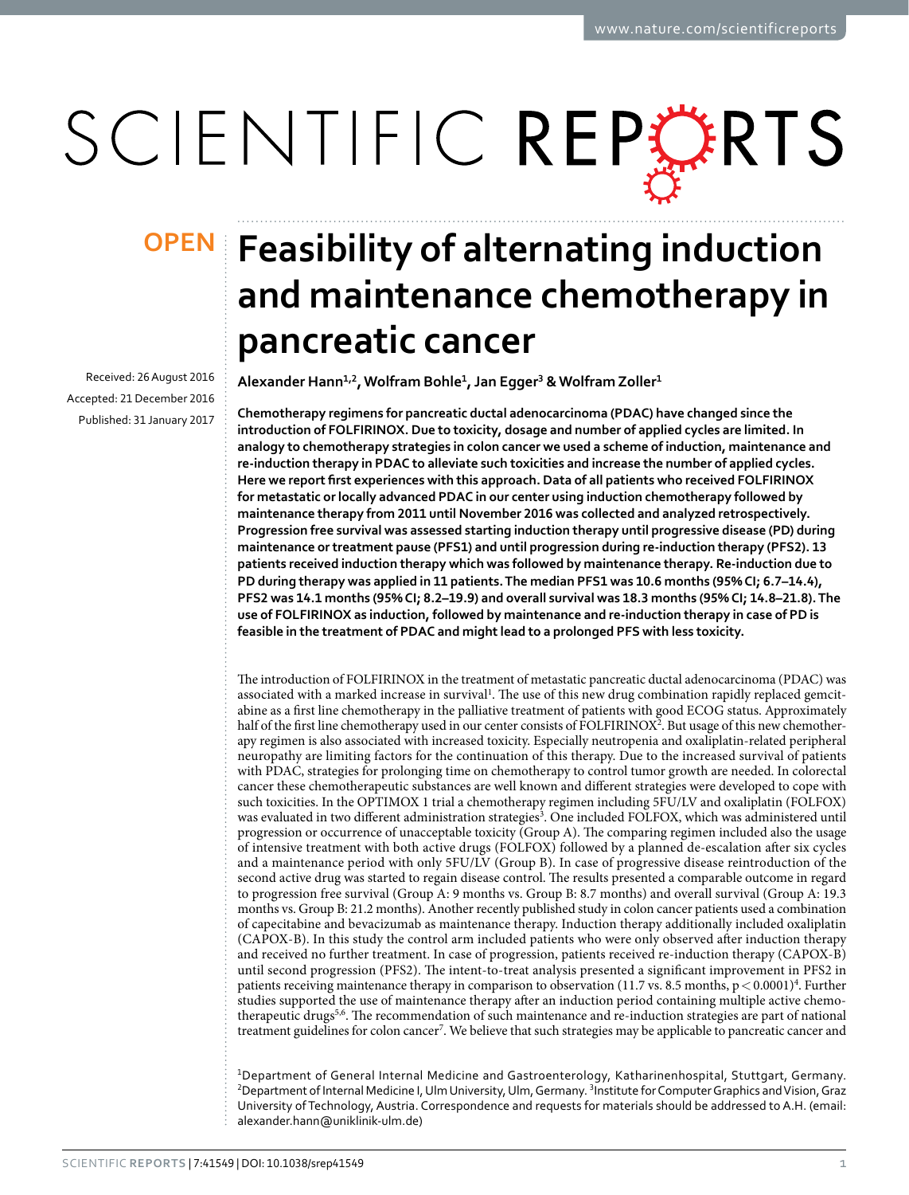# Feasibility of alternating induction and maintenance chemotherapy in pancreatic cancer

Received: 26 August 2016
Accepted: 21 December 2016
Published: 31 January 2017

**Alexander Hann[1,2], Wolfram Bohle[1], Jan Egger[3] & Wolfram Zoller[1]**

**Chemotherapy regimens for pancreatic ductal adenocarcinoma (PDAC) have changed since the introduction of FOLFIRINOX. Due to toxicity, dosage and number of applied cycles are limited. In analogy to chemotherapy strategies in colon cancer we used a scheme of induction, maintenance and re-induction therapy in PDAC to alleviate such toxicities and increase the number of applied cycles. Here we report first experiences with this approach. Data of all patients who received FOLFIRINOX for metastatic or locally advanced PDAC in our center using induction chemotherapy followed by maintenance therapy from 2011 until November 2016 was collected and analyzed retrospectively. Progression free survival was assessed starting induction therapy until progressive disease (PD) during maintenance or treatment pause (PFS1) and until progression during re-induction therapy (PFS2). 13 patients received induction therapy which was followed by maintenance therapy. Re-induction due to PD during therapy was applied in 11 patients. The median PFS1 was 10.6 months (95% CI; 6.7–14.4), PFS2 was 14.1 months (95% CI; 8.2–19.9) and overall survival was 18.3 months (95% CI; 14.8–21.8). The use of FOLFIRINOX as induction, followed by maintenance and re-induction therapy in case of PD is feasible in the treatment of PDAC and might lead to a prolonged PFS with less toxicity.**

The introduction of FOLFIRINOX in the treatment of metastatic pancreatic ductal adenocarcinoma (PDAC) was associated with a marked increase in survival[1]. The use of this new drug combination rapidly replaced gemcitabine as a first line chemotherapy in the palliative treatment of patients with good ECOG status. Approximately half of the first line chemotherapy used in our center consists of FOLFIRINOX[2]. But usage of this new chemotherapy regimen is also associated with increased toxicity. Especially neutropenia and oxaliplatin-related peripheral neuropathy are limiting factors for the continuation of this therapy. Due to the increased survival of patients with PDAC, strategies for prolonging time on chemotherapy to control tumor growth are needed. In colorectal cancer these chemotherapeutic substances are well known and different strategies were developed to cope with such toxicities. In the OPTIMOX 1 trial a chemotherapy regimen including 5FU/LV and oxaliplatin (FOLFOX) was evaluated in two different administration strategies[3]. One included FOLFOX, which was administered until progression or occurrence of unacceptable toxicity (Group A). The comparing regimen included also the usage of intensive treatment with both active drugs (FOLFOX) followed by a planned de-escalation after six cycles and a maintenance period with only 5FU/LV (Group B). In case of progressive disease reintroduction of the second active drug was started to regain disease control. The results presented a comparable outcome in regard to progression free survival (Group A: 9 months vs. Group B: 8.7 months) and overall survival (Group A: 19.3 months vs. Group B: 21.2 months). Another recently published study in colon cancer patients used a combination of capecitabine and bevacizumab as maintenance therapy. Induction therapy additionally included oxaliplatin (CAPOX-B). In this study the control arm included patients who were only observed after induction therapy and received no further treatment. In case of progression, patients received re-induction therapy (CAPOX-B) until second progression (PFS2). The intent-to-treat analysis presented a significant improvement in PFS2 in patients receiving maintenance therapy in comparison to observation (11.7 vs. 8.5 months, $p < 0.0001$)[4]. Further studies supported the use of maintenance therapy after an induction period containing multiple active chemotherapeutic drugs[5,6]. The recommendation of such maintenance and re-induction strategies are part of national treatment guidelines for colon cancer[7]. We believe that such strategies may be applicable to pancreatic cancer and

[1]Department of General Internal Medicine and Gastroenterology, Katharinenhospital, Stuttgart, Germany. [2]Department of Internal Medicine I, Ulm University, Ulm, Germany. [3]Institute for Computer Graphics and Vision, Graz University of Technology, Austria. Correspondence and requests for materials should be addressed to A.H. (email: alexander.hann@uniklinik-ulm.de)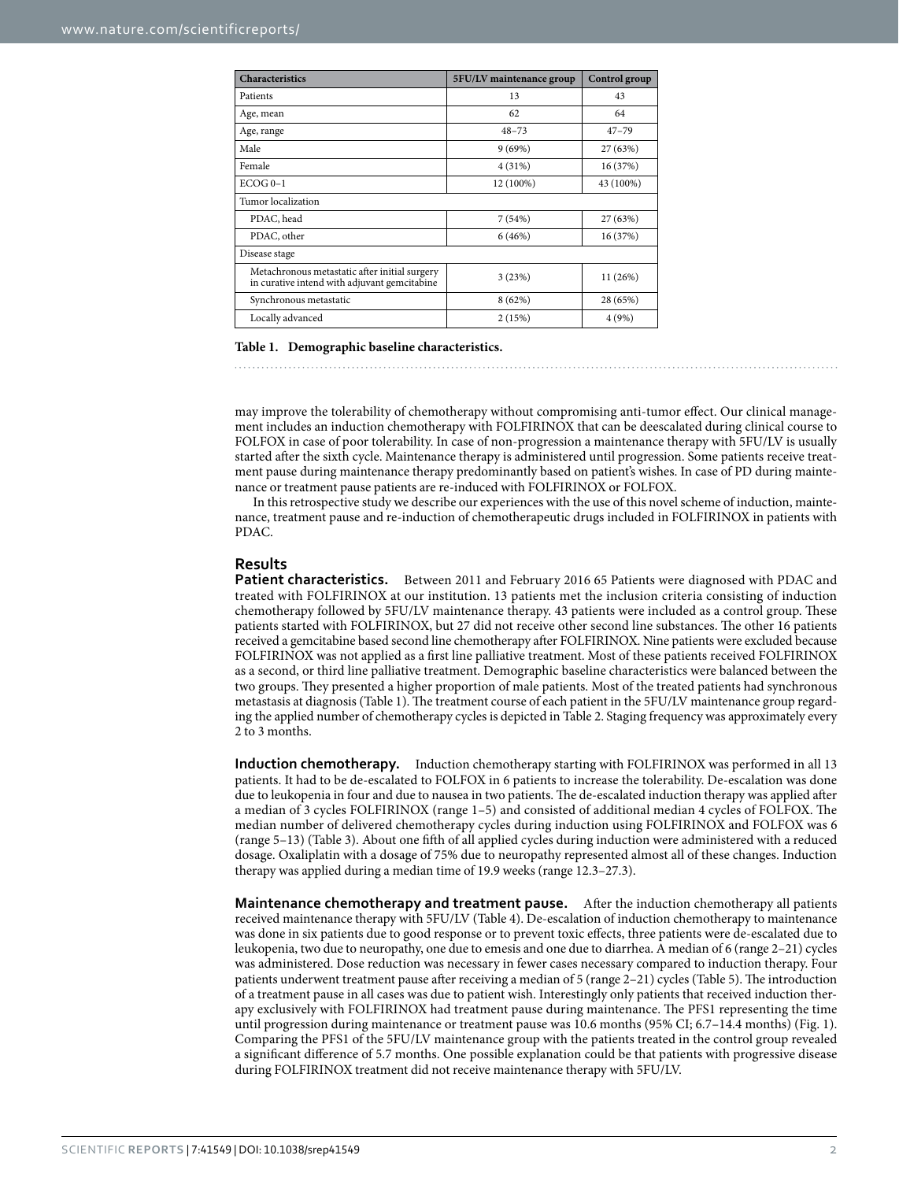| Characteristics | 5FU/LV maintenance group | Control group |
|---|---|---|
| Patients | 13 | 43 |
| Age, mean | 62 | 64 |
| Age, range | 48–73 | 47–79 |
| Male | 9 (69%) | 27 (63%) |
| Female | 4 (31%) | 16 (37%) |
| ECOG 0–1 | 12 (100%) | 43 (100%) |
| Tumor localization | | |
| PDAC, head | 7 (54%) | 27 (63%) |
| PDAC, other | 6 (46%) | 16 (37%) |
| Disease stage | | |
| Metachronous metastatic after initial surgery in curative intend with adjuvant gemcitabine | 3 (23%) | 11 (26%) |
| Synchronous metastatic | 8 (62%) | 28 (65%) |
| Locally advanced | 2 (15%) | 4 (9%) |

**Table 1. Demographic baseline characteristics.**

may improve the tolerability of chemotherapy without compromising anti-tumor effect. Our clinical management includes an induction chemotherapy with FOLFIRINOX that can be deescalated during clinical course to FOLFOX in case of poor tolerability. In case of non-progression a maintenance therapy with 5FU/LV is usually started after the sixth cycle. Maintenance therapy is administered until progression. Some patients receive treatment pause during maintenance therapy predominantly based on patient's wishes. In case of PD during maintenance or treatment pause patients are re-induced with FOLFIRINOX or FOLFOX.

In this retrospective study we describe our experiences with the use of this novel scheme of induction, maintenance, treatment pause and re-induction of chemotherapeutic drugs included in FOLFIRINOX in patients with PDAC.

## Results

**Patient characteristics.** Between 2011 and February 2016 65 Patients were diagnosed with PDAC and treated with FOLFIRINOX at our institution. 13 patients met the inclusion criteria consisting of induction chemotherapy followed by 5FU/LV maintenance therapy. 43 patients were included as a control group. These patients started with FOLFIRINOX, but 27 did not receive other second line substances. The other 16 patients received a gemcitabine based second line chemotherapy after FOLFIRINOX. Nine patients were excluded because FOLFIRINOX was not applied as a first line palliative treatment. Most of these patients received FOLFIRINOX as a second, or third line palliative treatment. Demographic baseline characteristics were balanced between the two groups. They presented a higher proportion of male patients. Most of the treated patients had synchronous metastasis at diagnosis (Table 1). The treatment course of each patient in the 5FU/LV maintenance group regarding the applied number of chemotherapy cycles is depicted in Table 2. Staging frequency was approximately every 2 to 3 months.

**Induction chemotherapy.** Induction chemotherapy starting with FOLFIRINOX was performed in all 13 patients. It had to be de-escalated to FOLFOX in 6 patients to increase the tolerability. De-escalation was done due to leukopenia in four and due to nausea in two patients. The de-escalated induction therapy was applied after a median of 3 cycles FOLFIRINOX (range 1–5) and consisted of additional median 4 cycles of FOLFOX. The median number of delivered chemotherapy cycles during induction using FOLFIRINOX and FOLFOX was 6 (range 5–13) (Table 3). About one fifth of all applied cycles during induction were administered with a reduced dosage. Oxaliplatin with a dosage of 75% due to neuropathy represented almost all of these changes. Induction therapy was applied during a median time of 19.9 weeks (range 12.3–27.3).

**Maintenance chemotherapy and treatment pause.** After the induction chemotherapy all patients received maintenance therapy with 5FU/LV (Table 4). De-escalation of induction chemotherapy to maintenance was done in six patients due to good response or to prevent toxic effects, three patients were de-escalated due to leukopenia, two due to neuropathy, one due to emesis and one due to diarrhea. A median of 6 (range 2–21) cycles was administered. Dose reduction was necessary in fewer cases necessary compared to induction therapy. Four patients underwent treatment pause after receiving a median of 5 (range 2–21) cycles (Table 5). The introduction of a treatment pause in all cases was due to patient wish. Interestingly only patients that received induction therapy exclusively with FOLFIRINOX had treatment pause during maintenance. The PFS1 representing the time until progression during maintenance or treatment pause was 10.6 months (95% CI; 6.7–14.4 months) (Fig. 1). Comparing the PFS1 of the 5FU/LV maintenance group with the patients treated in the control group revealed a significant difference of 5.7 months. One possible explanation could be that patients with progressive disease during FOLFIRINOX treatment did not receive maintenance therapy with 5FU/LV.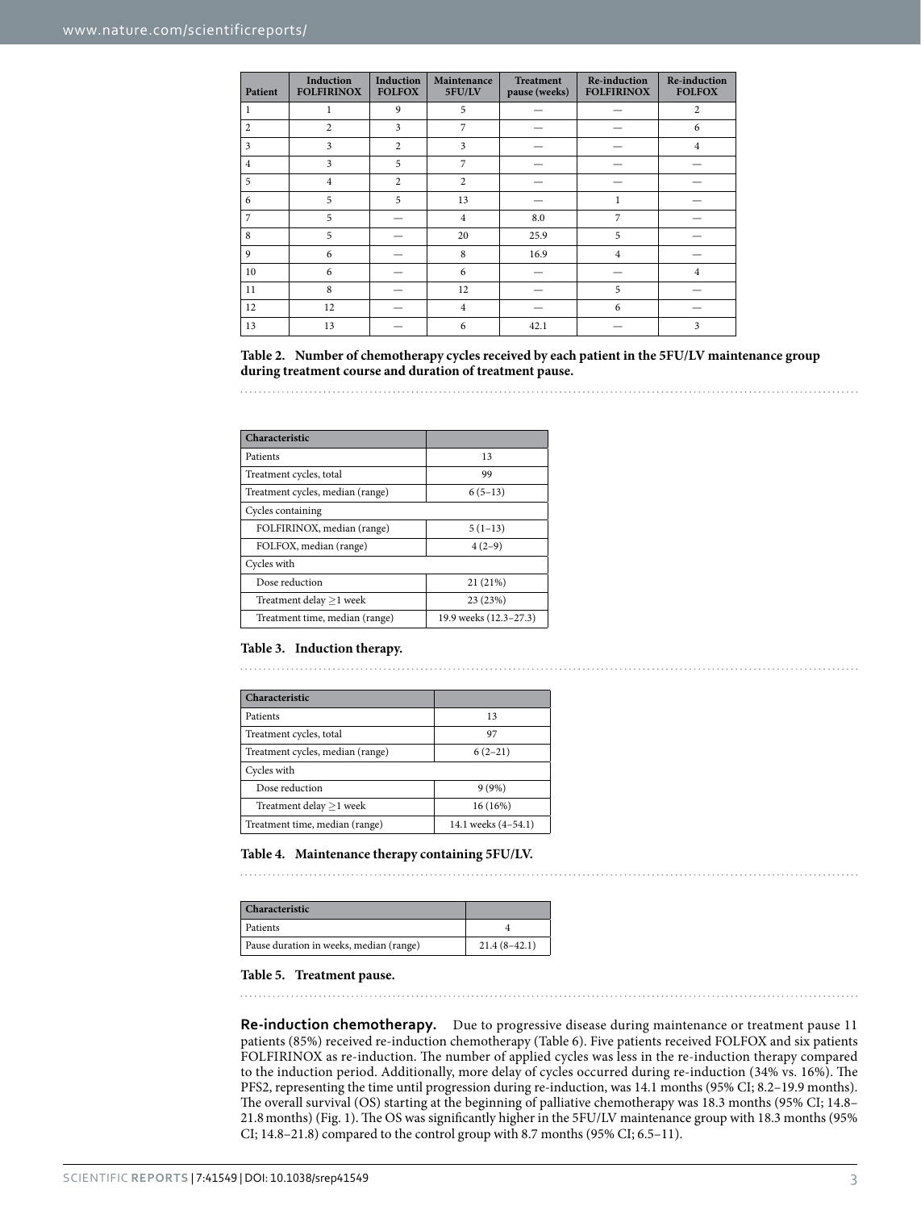| Patient | Induction FOLFIRINOX | Induction FOLFOX | Maintenance 5FU/LV | Treatment pause (weeks) | Re-induction FOLFIRINOX | Re-induction FOLFOX |
|---|---|---|---|---|---|---|
| 1 | 1 | 9 | 5 | — | — | 2 |
| 2 | 2 | 3 | 7 | — | — | 6 |
| 3 | 3 | 2 | 3 | — | — | 4 |
| 4 | 3 | 5 | 7 | — | — | — |
| 5 | 4 | 2 | 2 | — | — | — |
| 6 | 5 | 5 | 13 | — | 1 | — |
| 7 | 5 | — | 4 | 8.0 | 7 | — |
| 8 | 5 | — | 20 | 25.9 | 5 | — |
| 9 | 6 | — | 8 | 16.9 | 4 | — |
| 10 | 6 | — | 6 | — | — | 4 |
| 11 | 8 | — | 12 | — | 5 | — |
| 12 | 12 | — | 4 | — | 6 | — |
| 13 | 13 | — | 6 | 42.1 | — | 3 |

**Table 2. Number of chemotherapy cycles received by each patient in the 5FU/LV maintenance group during treatment course and duration of treatment pause.**

| Characteristic | |
|---|---|
| Patients | 13 |
| Treatment cycles, total | 99 |
| Treatment cycles, median (range) | 6 (5–13) |
| Cycles containing | |
| FOLFIRINOX, median (range) | 5 (1–13) |
| FOLFOX, median (range) | 4 (2–9) |
| Cycles with | |
| Dose reduction | 21 (21%) |
| Treatment delay ≥1 week | 23 (23%) |
| Treatment time, median (range) | 19.9 weeks (12.3–27.3) |

**Table 3. Induction therapy.**

| Characteristic | |
|---|---|
| Patients | 13 |
| Treatment cycles, total | 97 |
| Treatment cycles, median (range) | 6 (2–21) |
| Cycles with | |
| Dose reduction | 9 (9%) |
| Treatment delay ≥1 week | 16 (16%) |
| Treatment time, median (range) | 14.1 weeks (4–54.1) |

**Table 4. Maintenance therapy containing 5FU/LV.**

| Characteristic | |
|---|---|
| Patients | 4 |
| Pause duration in weeks, median (range) | 21.4 (8–42.1) |

**Table 5. Treatment pause.**

**Re-induction chemotherapy.** Due to progressive disease during maintenance or treatment pause 11 patients (85%) received re-induction chemotherapy (Table 6). Five patients received FOLFOX and six patients FOLFIRINOX as re-induction. The number of applied cycles was less in the re-induction therapy compared to the induction period. Additionally, more delay of cycles occurred during re-induction (34% vs. 16%). The PFS2, representing the time until progression during re-induction, was 14.1 months (95% CI; 8.2–19.9 months). The overall survival (OS) starting at the beginning of palliative chemotherapy was 18.3 months (95% CI; 14.8–21.8 months) (Fig. 1). The OS was significantly higher in the 5FU/LV maintenance group with 18.3 months (95% CI; 14.8–21.8) compared to the control group with 8.7 months (95% CI; 6.5–11).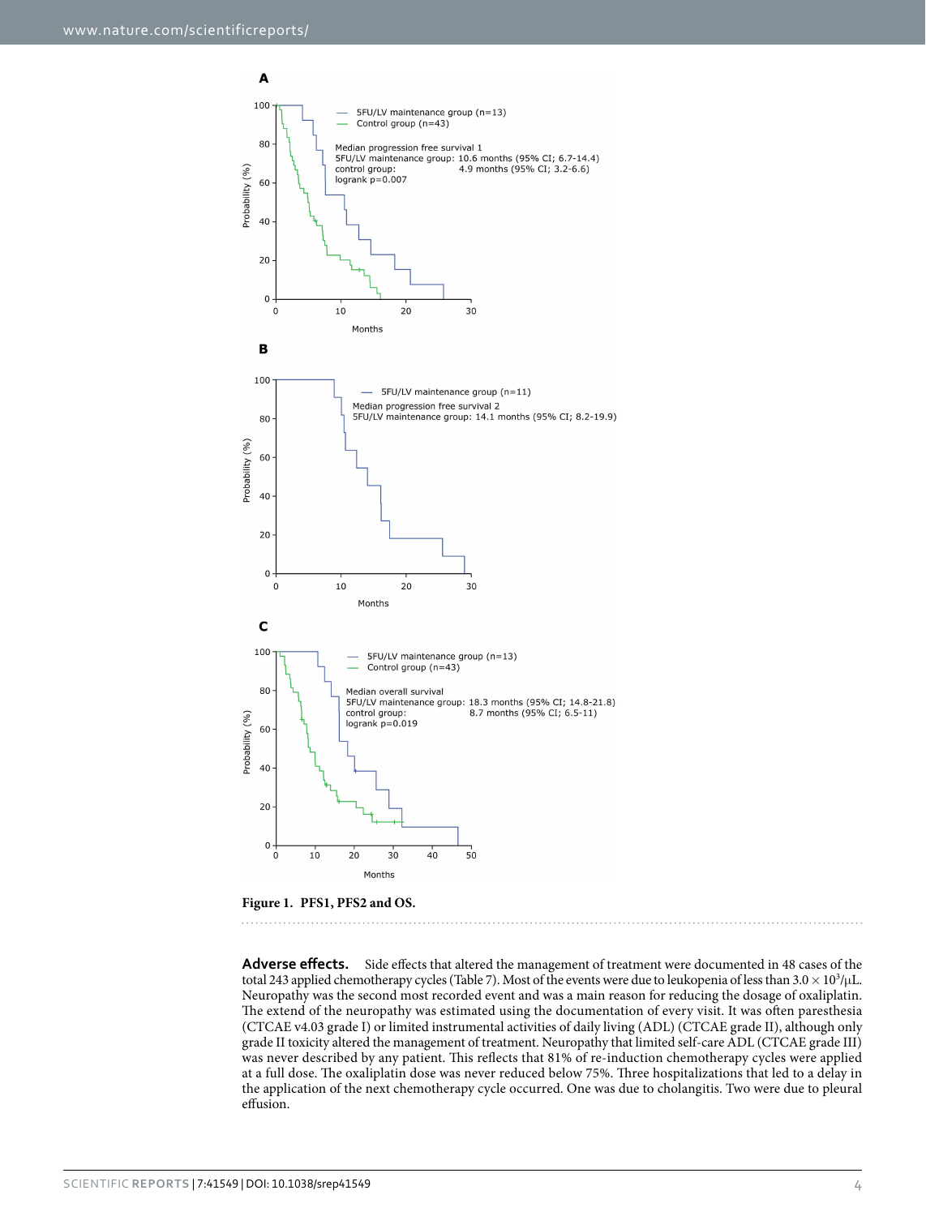**Figure 1. PFS1, PFS2 and OS.**

**Adverse effects.** Side effects that altered the management of treatment were documented in 48 cases of the total 243 applied chemotherapy cycles (Table 7). Most of the events were due to leukopenia of less than $3.0 \times 10^3/\mu L$. Neuropathy was the second most recorded event and was a main reason for reducing the dosage of oxaliplatin. The extend of the neuropathy was estimated using the documentation of every visit. It was often paresthesia (CTCAE v4.03 grade I) or limited instrumental activities of daily living (ADL) (CTCAE grade II), although only grade II toxicity altered the management of treatment. Neuropathy that limited self-care ADL (CTCAE grade III) was never described by any patient. This reflects that 81% of re-induction chemotherapy cycles were applied at a full dose. The oxaliplatin dose was never reduced below 75%. Three hospitalizations that led to a delay in the application of the next chemotherapy cycle occurred. One was due to cholangitis. Two were due to pleural effusion.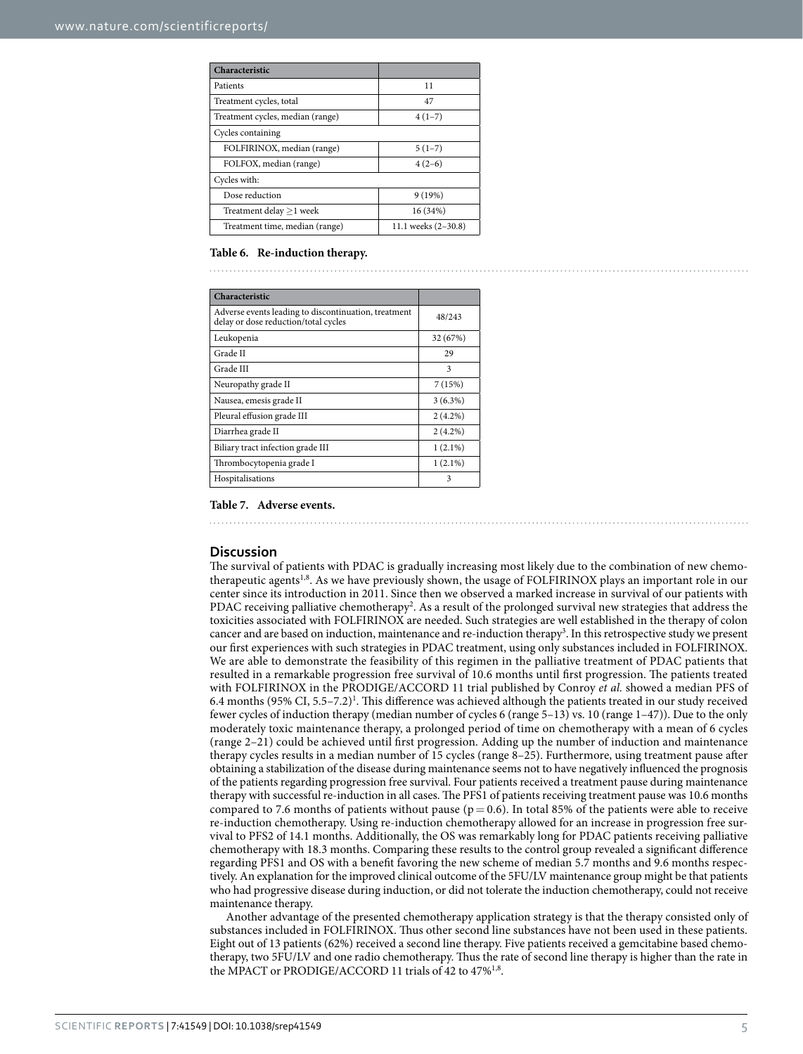| Characteristic | |
|---|---|
| Patients | 11 |
| Treatment cycles, total | 47 |
| Treatment cycles, median (range) | 4 (1–7) |
| Cycles containing | |
| FOLFIRINOX, median (range) | 5 (1–7) |
| FOLFOX, median (range) | 4 (2–6) |
| Cycles with: | |
| Dose reduction | 9 (19%) |
| Treatment delay ≥1 week | 16 (34%) |
| Treatment time, median (range) | 11.1 weeks (2–30.8) |

**Table 6. Re-induction therapy.**

| Characteristic | |
|---|---|
| Adverse events leading to discontinuation, treatment delay or dose reduction/total cycles | 48/243 |
| Leukopenia | 32 (67%) |
| Grade II | 29 |
| Grade III | 3 |
| Neuropathy grade II | 7 (15%) |
| Nausea, emesis grade II | 3 (6.3%) |
| Pleural effusion grade III | 2 (4.2%) |
| Diarrhea grade II | 2 (4.2%) |
| Biliary tract infection grade III | 1 (2.1%) |
| Thrombocytopenia grade I | 1 (2.1%) |
| Hospitalisations | 3 |

**Table 7. Adverse events.**

## Discussion

The survival of patients with PDAC is gradually increasing most likely due to the combination of new chemotherapeutic agents[1,8]. As we have previously shown, the usage of FOLFIRINOX plays an important role in our center since its introduction in 2011. Since then we observed a marked increase in survival of our patients with PDAC receiving palliative chemotherapy[2]. As a result of the prolonged survival new strategies that address the toxicities associated with FOLFIRINOX are needed. Such strategies are well established in the therapy of colon cancer and are based on induction, maintenance and re-induction therapy[3]. In this retrospective study we present our first experiences with such strategies in PDAC treatment, using only substances included in FOLFIRINOX. We are able to demonstrate the feasibility of this regimen in the palliative treatment of PDAC patients that resulted in a remarkable progression free survival of 10.6 months until first progression. The patients treated with FOLFIRINOX in the PRODIGE/ACCORD 11 trial published by Conroy *et al.* showed a median PFS of 6.4 months (95% CI, 5.5–7.2)[1]. This difference was achieved although the patients treated in our study received fewer cycles of induction therapy (median number of cycles 6 (range 5–13) vs. 10 (range 1–47)). Due to the only moderately toxic maintenance therapy, a prolonged period of time on chemotherapy with a mean of 6 cycles (range 2–21) could be achieved until first progression. Adding up the number of induction and maintenance therapy cycles results in a median number of 15 cycles (range 8–25). Furthermore, using treatment pause after obtaining a stabilization of the disease during maintenance seems not to have negatively influenced the prognosis of the patients regarding progression free survival. Four patients received a treatment pause during maintenance therapy with successful re-induction in all cases. The PFS1 of patients receiving treatment pause was 10.6 months compared to 7.6 months of patients without pause ($p = 0.6$). In total 85% of the patients were able to receive re-induction chemotherapy. Using re-induction chemotherapy allowed for an increase in progression free survival to PFS2 of 14.1 months. Additionally, the OS was remarkably long for PDAC patients receiving palliative chemotherapy with 18.3 months. Comparing these results to the control group revealed a significant difference regarding PFS1 and OS with a benefit favoring the new scheme of median 5.7 months and 9.6 months respectively. An explanation for the improved clinical outcome of the 5FU/LV maintenance group might be that patients who had progressive disease during induction, or did not tolerate the induction chemotherapy, could not receive maintenance therapy.

Another advantage of the presented chemotherapy application strategy is that the therapy consisted only of substances included in FOLFIRINOX. Thus other second line substances have not been used in these patients. Eight out of 13 patients (62%) received a second line therapy. Five patients received a gemcitabine based chemotherapy, two 5FU/LV and one radio chemotherapy. Thus the rate of second line therapy is higher than the rate in the MPACT or PRODIGE/ACCORD 11 trials of 42 to 47%[1,8].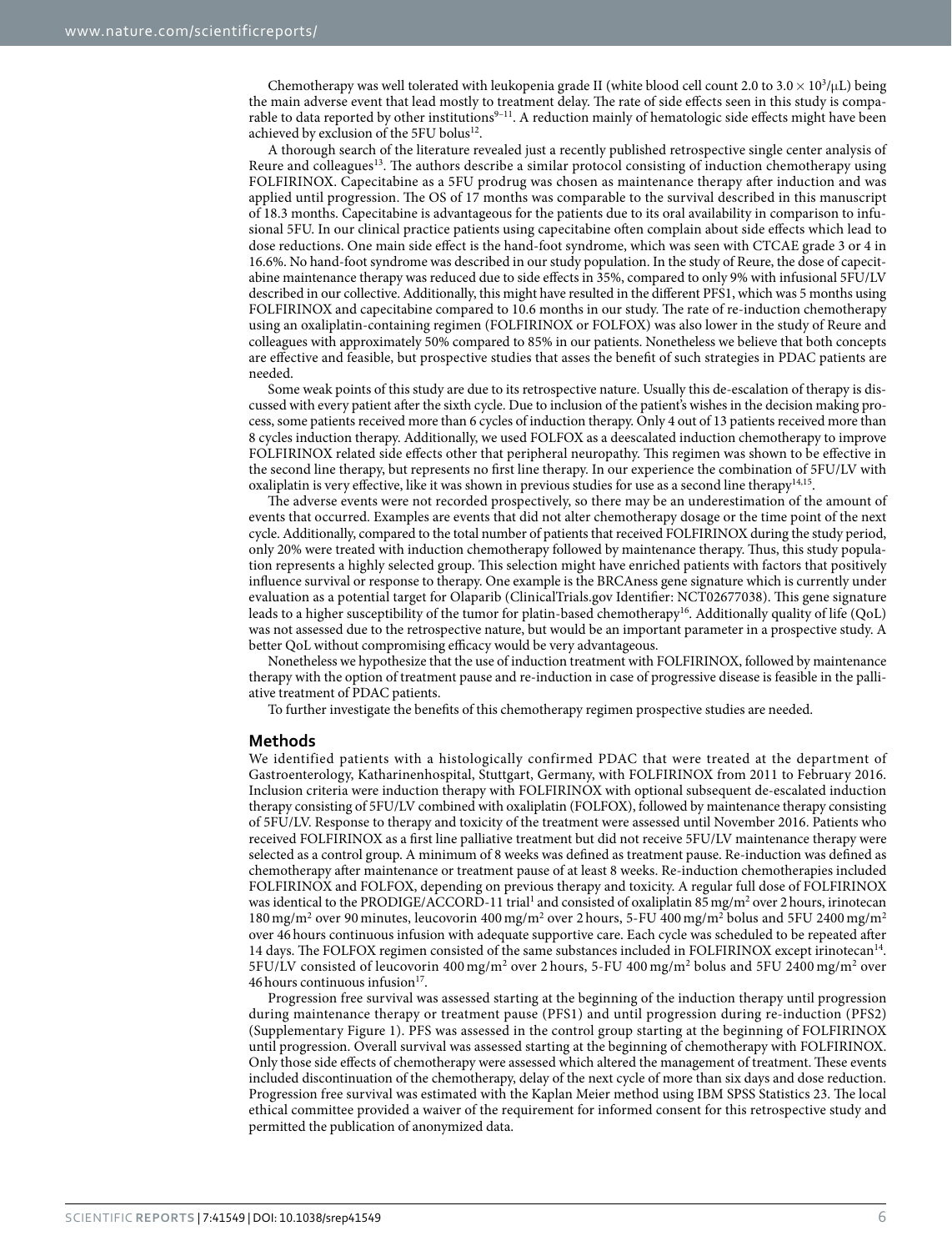Chemotherapy was well tolerated with leukopenia grade II (white blood cell count 2.0 to $3.0 \times 10^3/\mu L$) being the main adverse event that lead mostly to treatment delay. The rate of side effects seen in this study is comparable to data reported by other institutions[9–11]. A reduction mainly of hematologic side effects might have been achieved by exclusion of the 5FU bolus[12].

A thorough search of the literature revealed just a recently published retrospective single center analysis of Reure and colleagues[13]. The authors describe a similar protocol consisting of induction chemotherapy using FOLFIRINOX. Capecitabine as a 5FU prodrug was chosen as maintenance therapy after induction and was applied until progression. The OS of 17 months was comparable to the survival described in this manuscript of 18.3 months. Capecitabine is advantageous for the patients due to its oral availability in comparison to infusional 5FU. In our clinical practice patients using capecitabine often complain about side effects which lead to dose reductions. One main side effect is the hand-foot syndrome, which was seen with CTCAE grade 3 or 4 in 16.6%. No hand-foot syndrome was described in our study population. In the study of Reure, the dose of capecitabine maintenance therapy was reduced due to side effects in 35%, compared to only 9% with infusional 5FU/LV described in our collective. Additionally, this might have resulted in the different PFS1, which was 5 months using FOLFIRINOX and capecitabine compared to 10.6 months in our study. The rate of re-induction chemotherapy using an oxaliplatin-containing regimen (FOLFIRINOX or FOLFOX) was also lower in the study of Reure and colleagues with approximately 50% compared to 85% in our patients. Nonetheless we believe that both concepts are effective and feasible, but prospective studies that asses the benefit of such strategies in PDAC patients are needed.

Some weak points of this study are due to its retrospective nature. Usually this de-escalation of therapy is discussed with every patient after the sixth cycle. Due to inclusion of the patient's wishes in the decision making process, some patients received more than 6 cycles of induction therapy. Only 4 out of 13 patients received more than 8 cycles induction therapy. Additionally, we used FOLFOX as a deescalated induction chemotherapy to improve FOLFIRINOX related side effects other that peripheral neuropathy. This regimen was shown to be effective in the second line therapy, but represents no first line therapy. In our experience the combination of 5FU/LV with oxaliplatin is very effective, like it was shown in previous studies for use as a second line therapy[14,15].

The adverse events were not recorded prospectively, so there may be an underestimation of the amount of events that occurred. Examples are events that did not alter chemotherapy dosage or the time point of the next cycle. Additionally, compared to the total number of patients that received FOLFIRINOX during the study period, only 20% were treated with induction chemotherapy followed by maintenance therapy. Thus, this study population represents a highly selected group. This selection might have enriched patients with factors that positively influence survival or response to therapy. One example is the BRCAness gene signature which is currently under evaluation as a potential target for Olaparib (ClinicalTrials.gov Identifier: NCT02677038). This gene signature leads to a higher susceptibility of the tumor for platin-based chemotherapy[16]. Additionally quality of life (QoL) was not assessed due to the retrospective nature, but would be an important parameter in a prospective study. A better QoL without compromising efficacy would be very advantageous.

Nonetheless we hypothesize that the use of induction treatment with FOLFIRINOX, followed by maintenance therapy with the option of treatment pause and re-induction in case of progressive disease is feasible in the palliative treatment of PDAC patients.

To further investigate the benefits of this chemotherapy regimen prospective studies are needed.

## Methods

We identified patients with a histologically confirmed PDAC that were treated at the department of Gastroenterology, Katharinenhospital, Stuttgart, Germany, with FOLFIRINOX from 2011 to February 2016. Inclusion criteria were induction therapy with FOLFIRINOX with optional subsequent de-escalated induction therapy consisting of 5FU/LV combined with oxaliplatin (FOLFOX), followed by maintenance therapy consisting of 5FU/LV. Response to therapy and toxicity of the treatment were assessed until November 2016. Patients who received FOLFIRINOX as a first line palliative treatment but did not receive 5FU/LV maintenance therapy were selected as a control group. A minimum of 8 weeks was defined as treatment pause. Re-induction was defined as chemotherapy after maintenance or treatment pause of at least 8 weeks. Re-induction chemotherapies included FOLFIRINOX and FOLFOX, depending on previous therapy and toxicity. A regular full dose of FOLFIRINOX was identical to the PRODIGE/ACCORD-11 trial[1] and consisted of oxaliplatin 85 mg/m$^2$ over 2 hours, irinotecan 180 mg/m$^2$ over 90 minutes, leucovorin 400 mg/m$^2$ over 2 hours, 5-FU 400 mg/m$^2$ bolus and 5FU 2400 mg/m$^2$ over 46 hours continuous infusion with adequate supportive care. Each cycle was scheduled to be repeated after 14 days. The FOLFOX regimen consisted of the same substances included in FOLFIRINOX except irinotecan[14]. 5FU/LV consisted of leucovorin 400 mg/m$^2$ over 2 hours, 5-FU 400 mg/m$^2$ bolus and 5FU 2400 mg/m$^2$ over 46 hours continuous infusion[17].

Progression free survival was assessed starting at the beginning of the induction therapy until progression during maintenance therapy or treatment pause (PFS1) and until progression during re-induction (PFS2) (Supplementary Figure 1). PFS was assessed in the control group starting at the beginning of FOLFIRINOX until progression. Overall survival was assessed starting at the beginning of chemotherapy with FOLFIRINOX. Only those side effects of chemotherapy were assessed which altered the management of treatment. These events included discontinuation of the chemotherapy, delay of the next cycle of more than six days and dose reduction. Progression free survival was estimated with the Kaplan Meier method using IBM SPSS Statistics 23. The local ethical committee provided a waiver of the requirement for informed consent for this retrospective study and permitted the publication of anonymized data.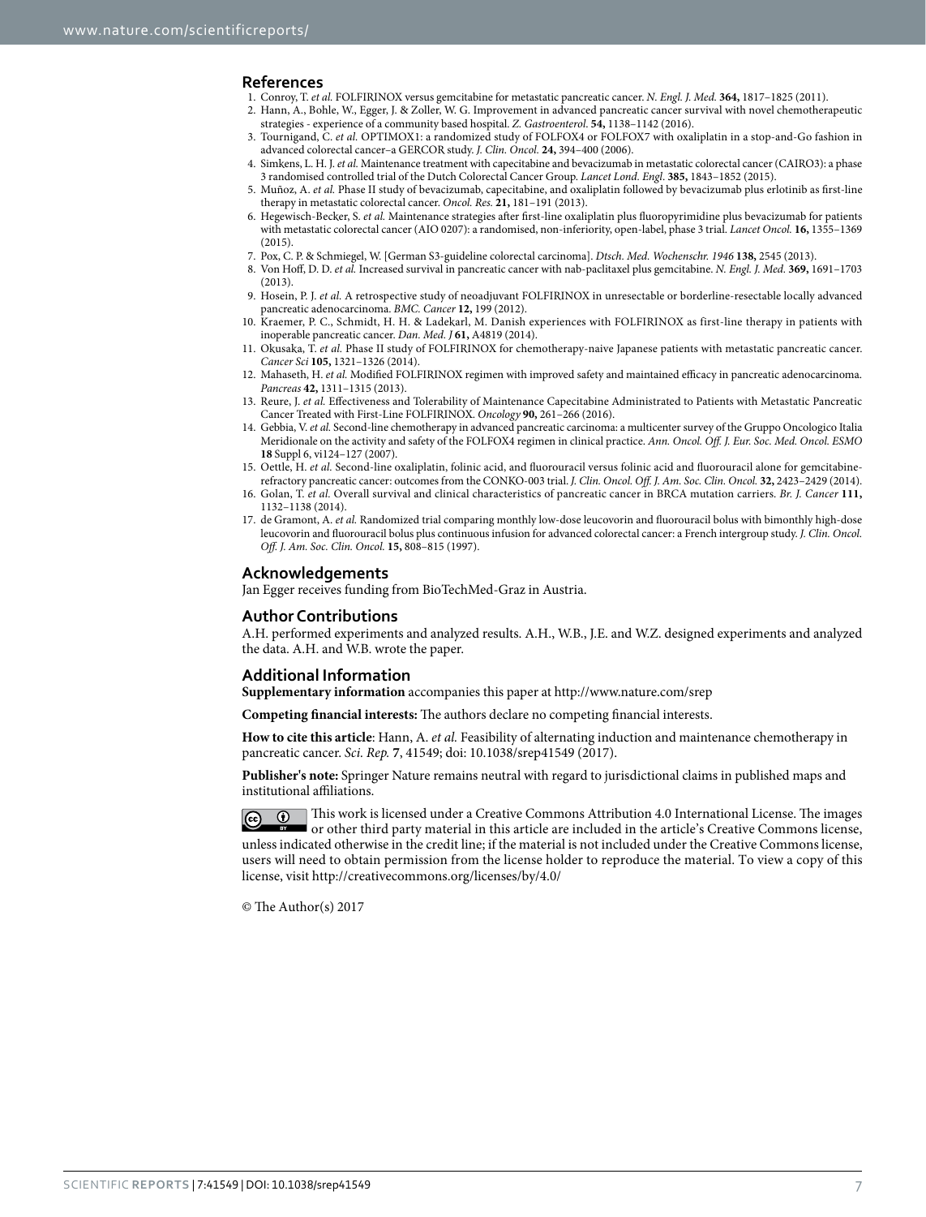## References

1. Conroy, T. *et al.* FOLFIRINOX versus gemcitabine for metastatic pancreatic cancer. *N. Engl. J. Med.* **364,** 1817–1825 (2011).
2. Hann, A., Bohle, W., Egger, J. & Zoller, W. G. Improvement in advanced pancreatic cancer survival with novel chemotherapeutic strategies - experience of a community based hospital. *Z. Gastroenterol.* **54,** 1138–1142 (2016).
3. Tournigand, C. *et al.* OPTIMOX1: a randomized study of FOLFOX4 or FOLFOX7 with oxaliplatin in a stop-and-Go fashion in advanced colorectal cancer–a GERCOR study. *J. Clin. Oncol.* **24,** 394–400 (2006).
4. Simkens, L. H. J. *et al.* Maintenance treatment with capecitabine and bevacizumab in metastatic colorectal cancer (CAIRO3): a phase 3 randomised controlled trial of the Dutch Colorectal Cancer Group. *Lancet Lond. Engl.* **385,** 1843–1852 (2015).
5. Muñoz, A. *et al.* Phase II study of bevacizumab, capecitabine, and oxaliplatin followed by bevacizumab plus erlotinib as first-line therapy in metastatic colorectal cancer. *Oncol. Res.* **21,** 181–191 (2013).
6. Hegewisch-Becker, S. *et al.* Maintenance strategies after first-line oxaliplatin plus fluoropyrimidine plus bevacizumab for patients with metastatic colorectal cancer (AIO 0207): a randomised, non-inferiority, open-label, phase 3 trial. *Lancet Oncol.* **16,** 1355–1369 (2015).
7. Pox, C. P. & Schmiegel, W. [German S3-guideline colorectal carcinoma]. *Dtsch. Med. Wochenschr. 1946* **138,** 2545 (2013).
8. Von Hoff, D. D. *et al.* Increased survival in pancreatic cancer with nab-paclitaxel plus gemcitabine. *N. Engl. J. Med.* **369,** 1691–1703 (2013).
9. Hosein, P. J. *et al.* A retrospective study of neoadjuvant FOLFIRINOX in unresectable or borderline-resectable locally advanced pancreatic adenocarcinoma. *BMC. Cancer* **12,** 199 (2012).
10. Kraemer, P. C., Schmidt, H. H. & Ladekarl, M. Danish experiences with FOLFIRINOX as first-line therapy in patients with inoperable pancreatic cancer. *Dan. Med. J* **61,** A4819 (2014).
11. Okusaka, T. *et al.* Phase II study of FOLFIRINOX for chemotherapy-naive Japanese patients with metastatic pancreatic cancer. *Cancer Sci* **105,** 1321–1326 (2014).
12. Mahaseth, H. *et al.* Modified FOLFIRINOX regimen with improved safety and maintained efficacy in pancreatic adenocarcinoma. *Pancreas* **42,** 1311–1315 (2013).
13. Reure, J. *et al.* Effectiveness and Tolerability of Maintenance Capecitabine Administrated to Patients with Metastatic Pancreatic Cancer Treated with First-Line FOLFIRINOX. *Oncology* **90,** 261–266 (2016).
14. Gebbia, V. *et al.* Second-line chemotherapy in advanced pancreatic carcinoma: a multicenter survey of the Gruppo Oncologico Italia Meridionale on the activity and safety of the FOLFOX4 regimen in clinical practice. *Ann. Oncol. Off. J. Eur. Soc. Med. Oncol. ESMO* **18** Suppl 6, vi124–127 (2007).
15. Oettle, H. *et al.* Second-line oxaliplatin, folinic acid, and fluorouracil versus folinic acid and fluorouracil alone for gemcitabine-refractory pancreatic cancer: outcomes from the CONKO-003 trial. *J. Clin. Oncol. Off. J. Am. Soc. Clin. Oncol.* **32,** 2423–2429 (2014).
16. Golan, T. *et al.* Overall survival and clinical characteristics of pancreatic cancer in BRCA mutation carriers. *Br. J. Cancer* **111,** 1132–1138 (2014).
17. de Gramont, A. *et al.* Randomized trial comparing monthly low-dose leucovorin and fluorouracil bolus with bimonthly high-dose leucovorin and fluorouracil bolus plus continuous infusion for advanced colorectal cancer: a French intergroup study. *J. Clin. Oncol. Off. J. Am. Soc. Clin. Oncol.* **15,** 808–815 (1997).

## Acknowledgements

Jan Egger receives funding from BioTechMed-Graz in Austria.

## Author Contributions

A.H. performed experiments and analyzed results. A.H., W.B., J.E. and W.Z. designed experiments and analyzed the data. A.H. and W.B. wrote the paper.

## Additional Information

**Supplementary information** accompanies this paper at http://www.nature.com/srep

**Competing financial interests:** The authors declare no competing financial interests.

**How to cite this article**: Hann, A. *et al.* Feasibility of alternating induction and maintenance chemotherapy in pancreatic cancer. *Sci. Rep.* **7**, 41549; doi: 10.1038/srep41549 (2017).

**Publisher's note:** Springer Nature remains neutral with regard to jurisdictional claims in published maps and institutional affiliations.

This work is licensed under a Creative Commons Attribution 4.0 International License. The images or other third party material in this article are included in the article's Creative Commons license, unless indicated otherwise in the credit line; if the material is not included under the Creative Commons license, users will need to obtain permission from the license holder to reproduce the material. To view a copy of this license, visit http://creativecommons.org/licenses/by/4.0/

© The Author(s) 2017